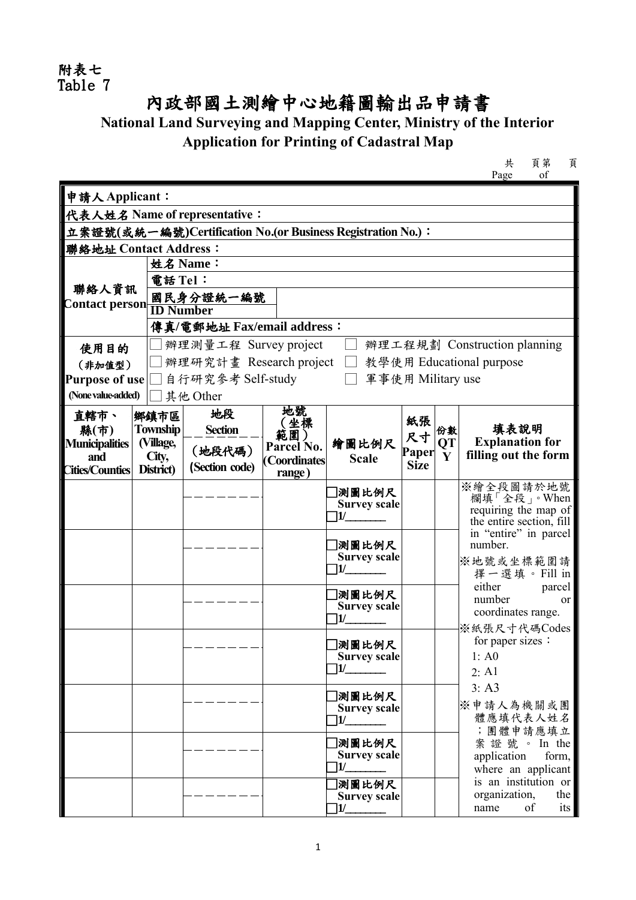附表七
Table 7

# 內政部國土測繪中心地籍圖輸出品申請書

## National Land Surveying and Mapping Center, Ministry of the Interior Application for Printing of Cadastral Map

共 頁第 頁
Page of

| | | |
|---|---|---|
| 申請人 Applicant： | | |
| 代表人姓名 Name of representative： | | |
| 立案證號(或統一編號)Certification No.(or Business Registration No.)： | | |
| 聯絡地址 Contact Address： | | |
| 聯絡人資訊 Contact person | 姓名 Name： | |
| | 電話 Tel： | |
| | 國民身分證統一編號 ID Number | |
| | 傳真/電郵地址 Fax/email address： | |
| 使用目的（非加值型）Purpose of use (None value-added) | □ 辦理測量工程 Survey project □ 辦理工程規劃 Construction planning □ 辦理研究計畫 Research project □ 教學使用 Educational purpose □ 自行研究參考 Self-study □ 軍事使用 Military use □ 其他 Other | |

| 直轄市、縣(市) Municipalities and Cities/Counties | 鄉鎮市區 Township (Village, City, District) | 地段 Section (地段代碼) (Section code) | 地號（坐標範圍）Parcel No. (Coordinates range) | 繪圖比例尺 Scale | 紙張尺寸 Paper Size | 份數 QTY | 填表說明 Explanation for filling out the form |
|---|---|---|---|---|---|---|---|
| | | | | □測圖比例尺 Survey scale □1/_______ | | | ※繪全段圖請於地號欄填「全段」。When requiring the map of the entire section, fill in "entire" in parcel number. ※地號或坐標範圍請擇一選填。Fill in either parcel number or coordinates range. ※紙張尺寸代碼Codes for paper sizes： 1: A0 2: A1 3: A3 ※申請人為機關或團體應填代表人姓名；團體申請應填立案證號。In the application form, where an applicant is an institution or organization, the name of its |
| | | | | □測圖比例尺 Survey scale □1/_______ | | | |
| | | | | □測圖比例尺 Survey scale □1/_______ | | | |
| | | | | □測圖比例尺 Survey scale □1/_______ | | | |
| | | | | □測圖比例尺 Survey scale □1/_______ | | | |
| | | | | □測圖比例尺 Survey scale □1/_______ | | | |
| | | | | □測圖比例尺 Survey scale □1/_______ | | | |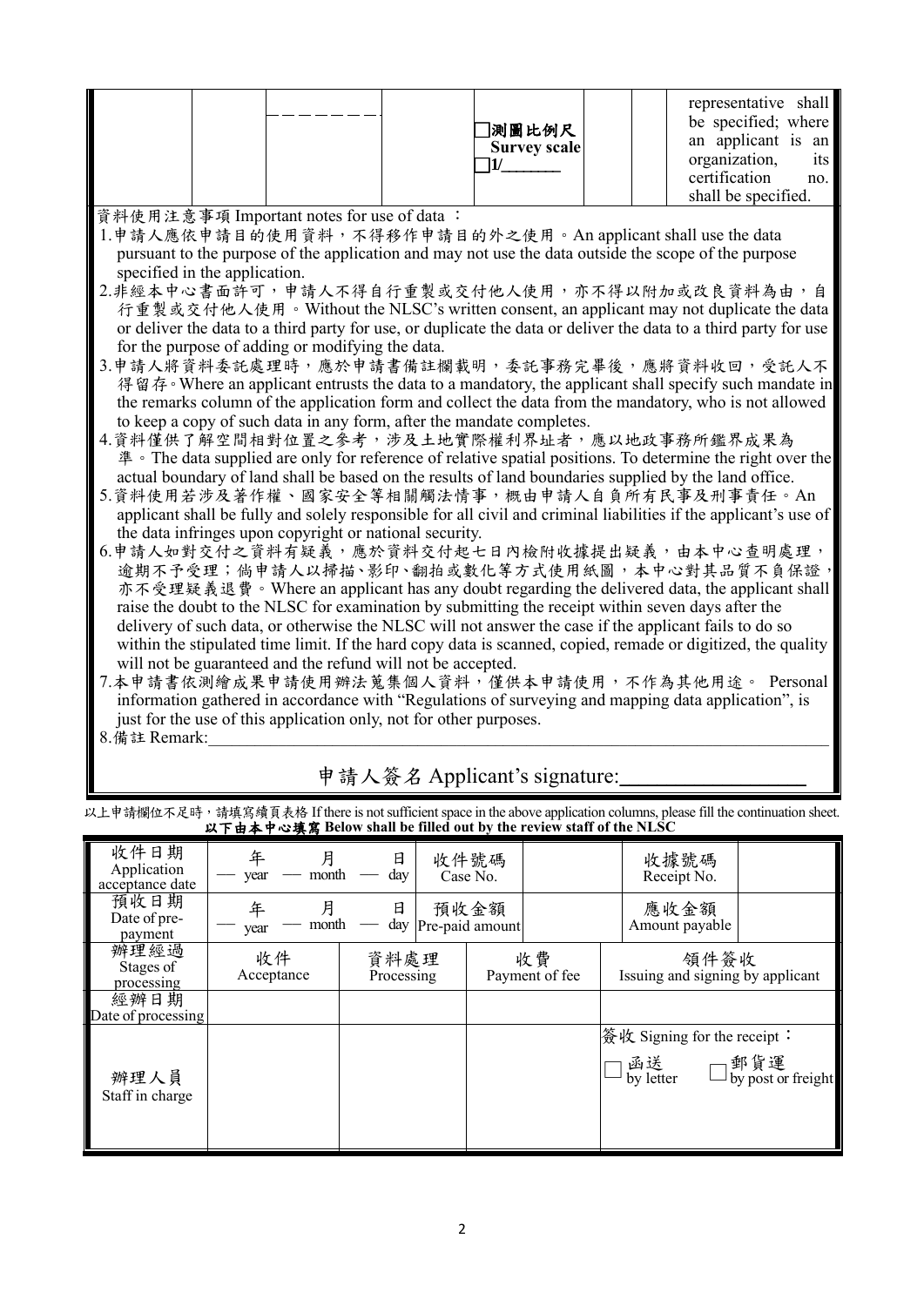| | | ------- | | □測圖比例尺 **Survey scale** □1/_______ | | | representative shall be specified; where an applicant is an organization, its certification no. shall be specified. |
|---|---|---|---|---|---|---|---|

資料使用注意事項 Important notes for use of data ：

1. 申請人應依申請目的使用資料，不得移作申請目的外之使用。An applicant shall use the data pursuant to the purpose of the application and may not use the data outside the scope of the purpose specified in the application.
2. 非經本中心書面許可，申請人不得自行重製或交付他人使用，亦不得以附加或改良資料為由，自行重製或交付他人使用。Without the NLSC's written consent, an applicant may not duplicate the data or deliver the data to a third party for use, or duplicate the data or deliver the data to a third party for use for the purpose of adding or modifying the data.
3. 申請人將資料委託處理時，應於申請書備註欄載明，委託事務完畢後，應將資料收回，受託人不得留存。Where an applicant entrusts the data to a mandatory, the applicant shall specify such mandate in the remarks column of the application form and collect the data from the mandatory, who is not allowed to keep a copy of such data in any form, after the mandate completes.
4. 資料僅供了解空間相對位置之參考，涉及土地實際權利界址者，應以地政事務所鑑界成果為準。The data supplied are only for reference of relative spatial positions. To determine the right over the actual boundary of land shall be based on the results of land boundaries supplied by the land office.
5. 資料使用若涉及著作權、國家安全等相關觸法情事，概由申請人自負所有民事及刑事責任。An applicant shall be fully and solely responsible for all civil and criminal liabilities if the applicant's use of the data infringes upon copyright or national security.
6. 申請人如對交付之資料有疑義，應於資料交付起七日內檢附收據提出疑義，由本中心查明處理，逾期不予受理；倘申請人以掃描、影印、翻拍或數化等方式使用紙圖，本中心對其品質不負保證，亦不受理疑義退費。Where an applicant has any doubt regarding the delivered data, the applicant shall raise the doubt to the NLSC for examination by submitting the receipt within seven days after the delivery of such data, or otherwise the NLSC will not answer the case if the applicant fails to do so within the stipulated time limit. If the hard copy data is scanned, copied, remade or digitized, the quality will not be guaranteed and the refund will not be accepted.
7. 本申請書依測繪成果申請使用辦法蒐集個人資料，僅供本申請使用，不作為其他用途。 Personal information gathered in accordance with "Regulations of surveying and mapping data application", is just for the use of this application only, not for other purposes.
8. 備註 Remark:______________________________________________

申請人簽名 Applicant's signature:_______________

以上申請欄位不足時，請填寫續頁表格 If there is not sufficient space in the above application columns, please fill the continuation sheet.

**以下由本中心填寫 Below shall be filled out by the review staff of the NLSC**

| 收件日期 Application acceptance date | ___年 year ___月 month ___日 day | | 收件號碼 Case No. | | 收據號碼 Receipt No. | |
|---|---|---|---|---|---|---|
| 預收日期 Date of pre-payment | ___年 year ___月 month ___日 day | | 預收金額 Pre-paid amount | | 應收金額 Amount payable | |
| 辦理經過 Stages of processing | 收件 Acceptance | 資料處理 Processing | | 收費 Payment of fee | 領件簽收 Issuing and signing by applicant | |
| 經辦日期 Date of processing | | | | | | |
| 辦理人員 Staff in charge | | | | | 簽收 Signing for the receipt：□函送 by letter □郵貨運 by post or freight | |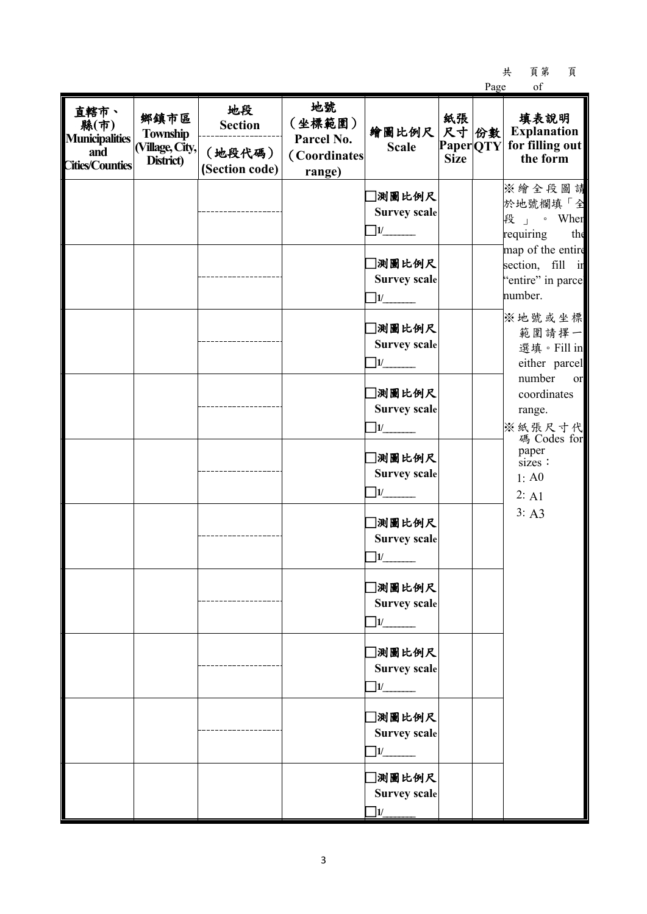共　頁第　頁
Page　of

| 直轄市、縣(市) Municipalities and Cities/Counties | 鄉鎮市區 Township (Village, City, District) | 地段 Section (地段代碼) (Section code) | 地號(坐標範圍) Parcel No. (Coordinates range) | 繪圖比例尺 Scale | 紙張尺寸 Paper Size | 份數 QTY | 填表說明 Explanation for filling out the form |
|---|---|---|---|---|---|---|---|
| | | | | □測圖比例尺 Survey scale □1/______ | | | ※繪全段圖請於地號欄填「全段」。When requiring the map of the entire section, fill in "entire" in parcel number.<br>※地號或坐標範圍請擇一選填。Fill in either parcel number or coordinates range.<br>※紙張尺寸代碼 Codes for paper sizes：<br>1: A0<br>2: A1<br>3: A3 |
| | | | | □測圖比例尺 Survey scale □1/______ | | | |
| | | | | □測圖比例尺 Survey scale □1/______ | | | |
| | | | | □測圖比例尺 Survey scale □1/______ | | | |
| | | | | □測圖比例尺 Survey scale □1/______ | | | |
| | | | | □測圖比例尺 Survey scale □1/______ | | | |
| | | | | □測圖比例尺 Survey scale □1/______ | | | |
| | | | | □測圖比例尺 Survey scale □1/______ | | | |
| | | | | □測圖比例尺 Survey scale □1/______ | | | |
| | | | | □測圖比例尺 Survey scale □1/______ | | | |